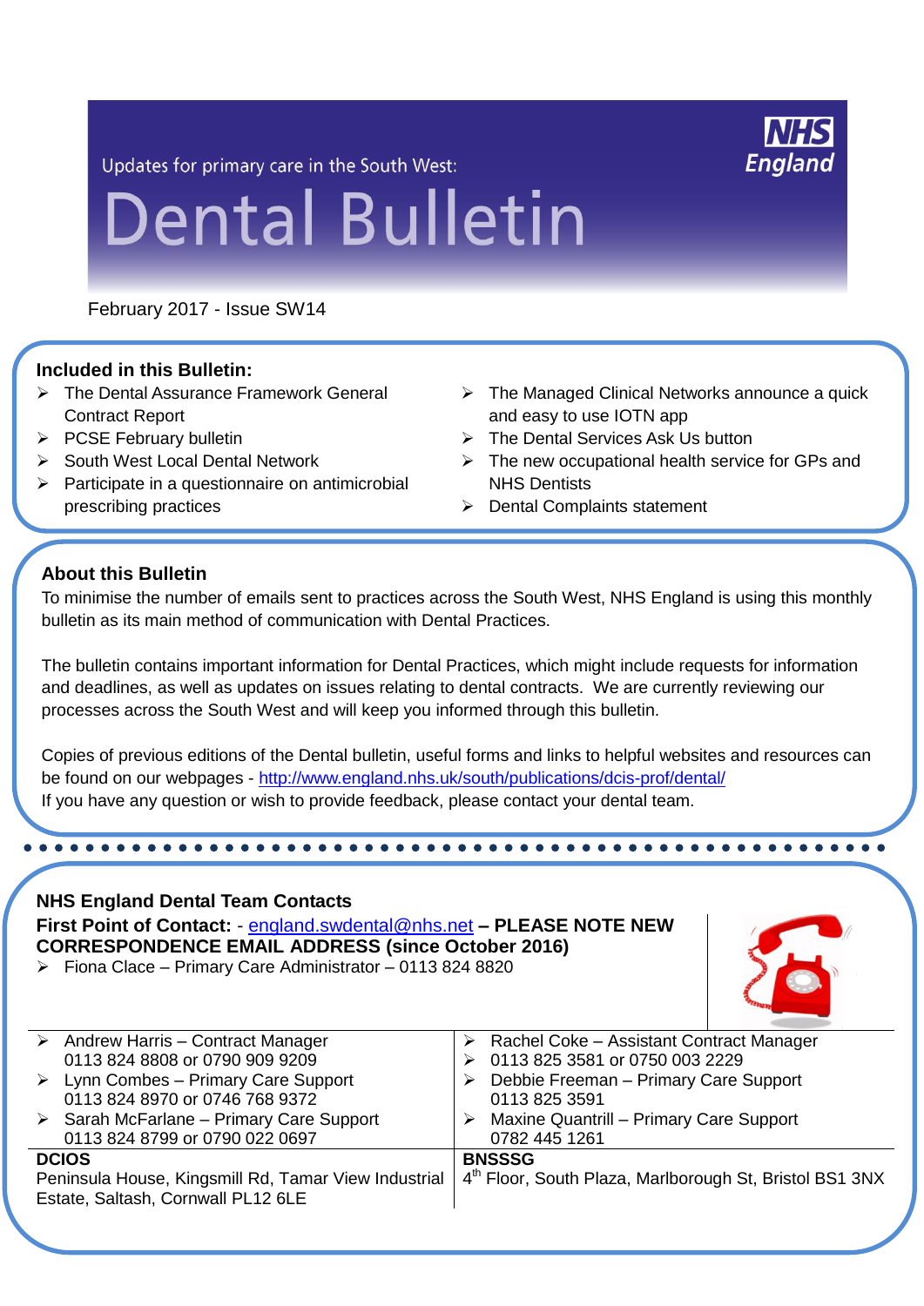Updates for primary care in the South West:

# Dental Bulletin

February 2017 - Issue SW14

## Included in this Bulletin:

- The Dental Assurance Framework General Contract Report
- PCSE February bulletin
- South West Local Dental Network
- Participate in a questionnaire on antimicrobial prescribing practices
- The Managed Clinical Networks announce a quick and easy to use IOTN app
- The Dental Services Ask Us button
- The new occupational health service for GPs and NHS Dentists
- Dental Complaints statement

## About this Bulletin

To minimise the number of emails sent to practices across the South West, NHS England is using this monthly bulletin as its main method of communication with Dental Practices.

The bulletin contains important information for Dental Practices, which might include requests for information and deadlines, as well as updates on issues relating to dental contracts. We are currently reviewing our processes across the South West and will keep you informed through this bulletin.

Copies of previous editions of the Dental bulletin, useful forms and links to helpful websites and resources can be found on our webpages - http://www.england.nhs.uk/south/publications/dcis-prof/dental/
If you have any question or wish to provide feedback, please contact your dental team.

## NHS England Dental Team Contacts

**First Point of Contact:** - england.swdental@nhs.net **– PLEASE NOTE NEW CORRESPONDENCE EMAIL ADDRESS (since October 2016)**

- Fiona Clace – Primary Care Administrator – 0113 824 8820

| | |
|---|---|
| Andrew Harris – Contract Manager<br>0113 824 8808 or 0790 909 9209<br>Lynn Combes – Primary Care Support<br>0113 824 8970 or 0746 768 9372<br>Sarah McFarlane – Primary Care Support<br>0113 824 8799 or 0790 022 0697 | Rachel Coke – Assistant Contract Manager<br>0113 825 3581 or 0750 003 2229<br>Debbie Freeman – Primary Care Support<br>0113 825 3591<br>Maxine Quantrill – Primary Care Support<br>0782 445 1261 |
| **DCIOS**<br>Peninsula House, Kingsmill Rd, Tamar View Industrial Estate, Saltash, Cornwall PL12 6LE | **BNSSSG**<br>4th Floor, South Plaza, Marlborough St, Bristol BS1 3NX |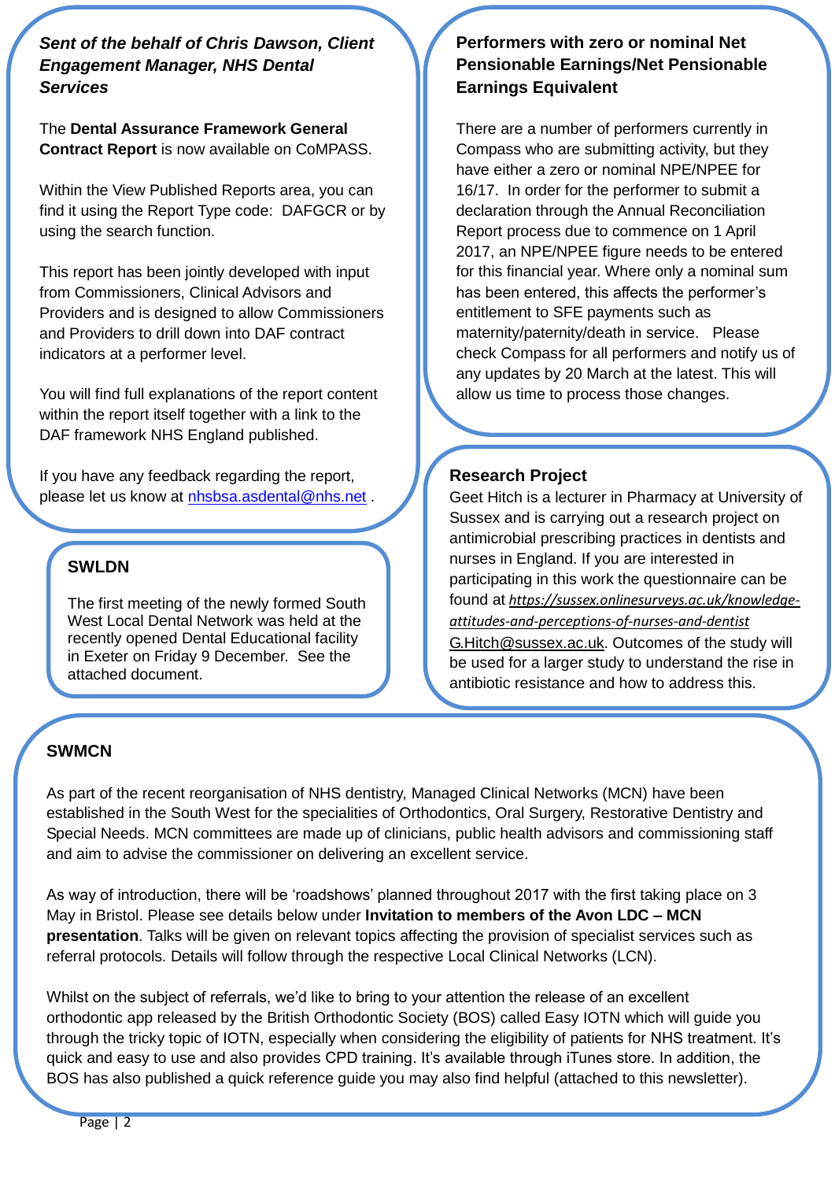***Sent of the behalf of Chris Dawson, Client Engagement Manager, NHS Dental Services***

The **Dental Assurance Framework General Contract Report** is now available on CoMPASS.

Within the View Published Reports area, you can find it using the Report Type code: DAFGCR or by using the search function.

This report has been jointly developed with input from Commissioners, Clinical Advisors and Providers and is designed to allow Commissioners and Providers to drill down into DAF contract indicators at a performer level.

You will find full explanations of the report content within the report itself together with a link to the DAF framework NHS England published.

If you have any feedback regarding the report, please let us know at nhsbsa.asdental@nhs.net .

### SWLDN

The first meeting of the newly formed South West Local Dental Network was held at the recently opened Dental Educational facility in Exeter on Friday 9 December. See the attached document.

### Performers with zero or nominal Net Pensionable Earnings/Net Pensionable Earnings Equivalent

There are a number of performers currently in Compass who are submitting activity, but they have either a zero or nominal NPE/NPEE for 16/17. In order for the performer to submit a declaration through the Annual Reconciliation Report process due to commence on 1 April 2017, an NPE/NPEE figure needs to be entered for this financial year. Where only a nominal sum has been entered, this affects the performer's entitlement to SFE payments such as maternity/paternity/death in service. Please check Compass for all performers and notify us of any updates by 20 March at the latest. This will allow us time to process those changes.

### Research Project

Geet Hitch is a lecturer in Pharmacy at University of Sussex and is carrying out a research project on antimicrobial prescribing practices in dentists and nurses in England. If you are interested in participating in this work the questionnaire can be found at ***https://sussex.onlinesurveys.ac.uk/knowledge-attitudes-and-perceptions-of-nurses-and-dentist*** G.Hitch@sussex.ac.uk. Outcomes of the study will be used for a larger study to understand the rise in antibiotic resistance and how to address this.

### SWMCN

As part of the recent reorganisation of NHS dentistry, Managed Clinical Networks (MCN) have been established in the South West for the specialities of Orthodontics, Oral Surgery, Restorative Dentistry and Special Needs. MCN committees are made up of clinicians, public health advisors and commissioning staff and aim to advise the commissioner on delivering an excellent service.

As way of introduction, there will be 'roadshows' planned throughout 2017 with the first taking place on 3 May in Bristol. Please see details below under **Invitation to members of the Avon LDC – MCN presentation**. Talks will be given on relevant topics affecting the provision of specialist services such as referral protocols. Details will follow through the respective Local Clinical Networks (LCN).

Whilst on the subject of referrals, we'd like to bring to your attention the release of an excellent orthodontic app released by the British Orthodontic Society (BOS) called Easy IOTN which will guide you through the tricky topic of IOTN, especially when considering the eligibility of patients for NHS treatment. It's quick and easy to use and also provides CPD training. It's available through iTunes store. In addition, the BOS has also published a quick reference guide you may also find helpful (attached to this newsletter).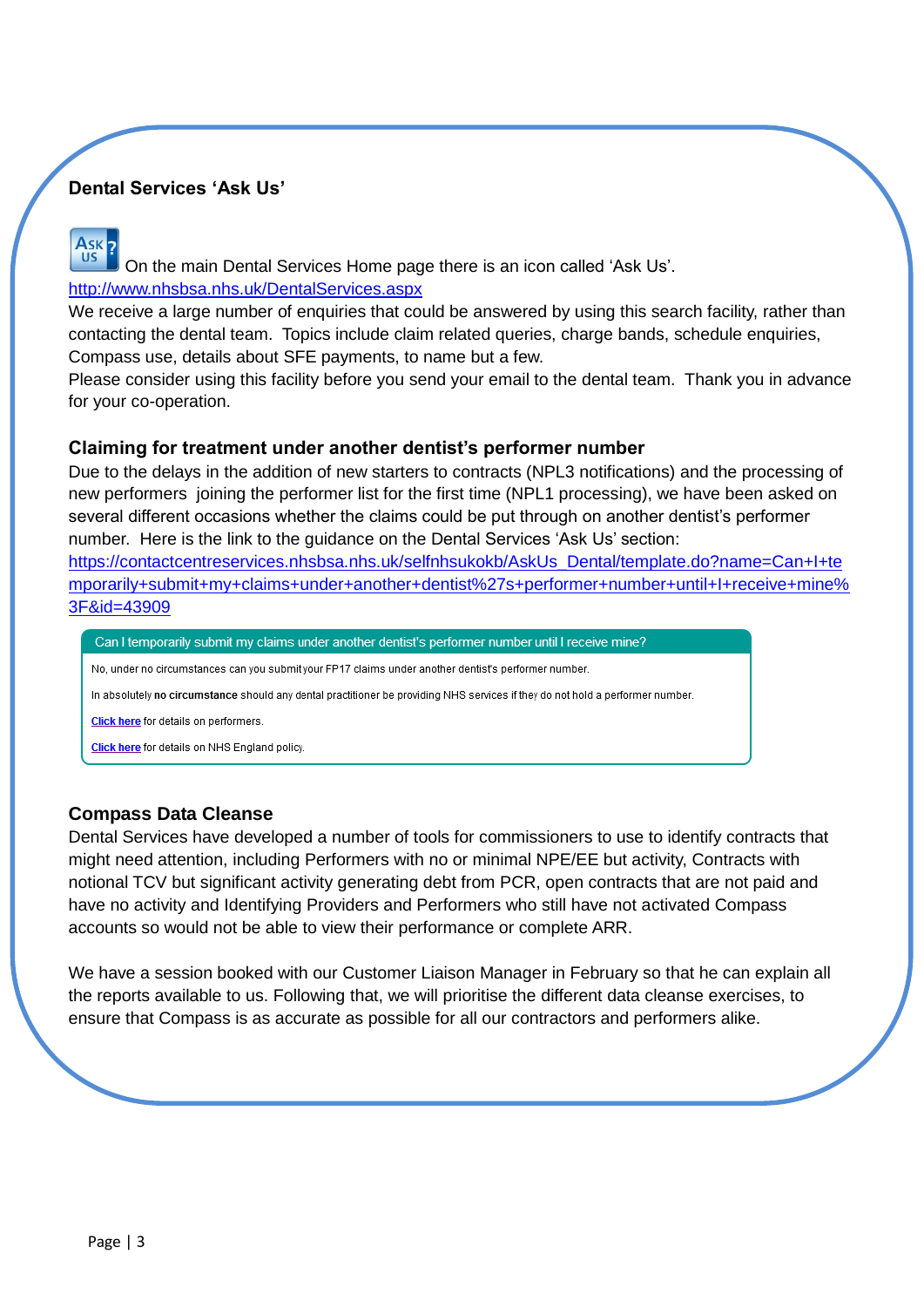## Dental Services 'Ask Us'

On the main Dental Services Home page there is an icon called 'Ask Us'.
http://www.nhsbsa.nhs.uk/DentalServices.aspx
We receive a large number of enquiries that could be answered by using this search facility, rather than contacting the dental team. Topics include claim related queries, charge bands, schedule enquiries, Compass use, details about SFE payments, to name but a few.
Please consider using this facility before you send your email to the dental team. Thank you in advance for your co-operation.

## Claiming for treatment under another dentist's performer number

Due to the delays in the addition of new starters to contracts (NPL3 notifications) and the processing of new performers joining the performer list for the first time (NPL1 processing), we have been asked on several different occasions whether the claims could be put through on another dentist's performer number. Here is the link to the guidance on the Dental Services 'Ask Us' section:
https://contactcentreservices.nhsbsa.nhs.uk/selfnhsukokb/AskUs_Dental/template.do?name=Can+I+temporarily+submit+my+claims+under+another+dentist%27s+performer+number+until+I+receive+mine%3F&id=43909

> **Can I temporarily submit my claims under another dentist's performer number until I receive mine?**
>
> No, under no circumstances can you submit your FP17 claims under another dentist's performer number.
>
> In absolutely **no circumstance** should any dental practitioner be providing NHS services if they do not hold a performer number.
>
> **Click here** for details on performers.
>
> **Click here** for details on NHS England policy.

## Compass Data Cleanse

Dental Services have developed a number of tools for commissioners to use to identify contracts that might need attention, including Performers with no or minimal NPE/EE but activity, Contracts with notional TCV but significant activity generating debt from PCR, open contracts that are not paid and have no activity and Identifying Providers and Performers who still have not activated Compass accounts so would not be able to view their performance or complete ARR.

We have a session booked with our Customer Liaison Manager in February so that he can explain all the reports available to us. Following that, we will prioritise the different data cleanse exercises, to ensure that Compass is as accurate as possible for all our contractors and performers alike.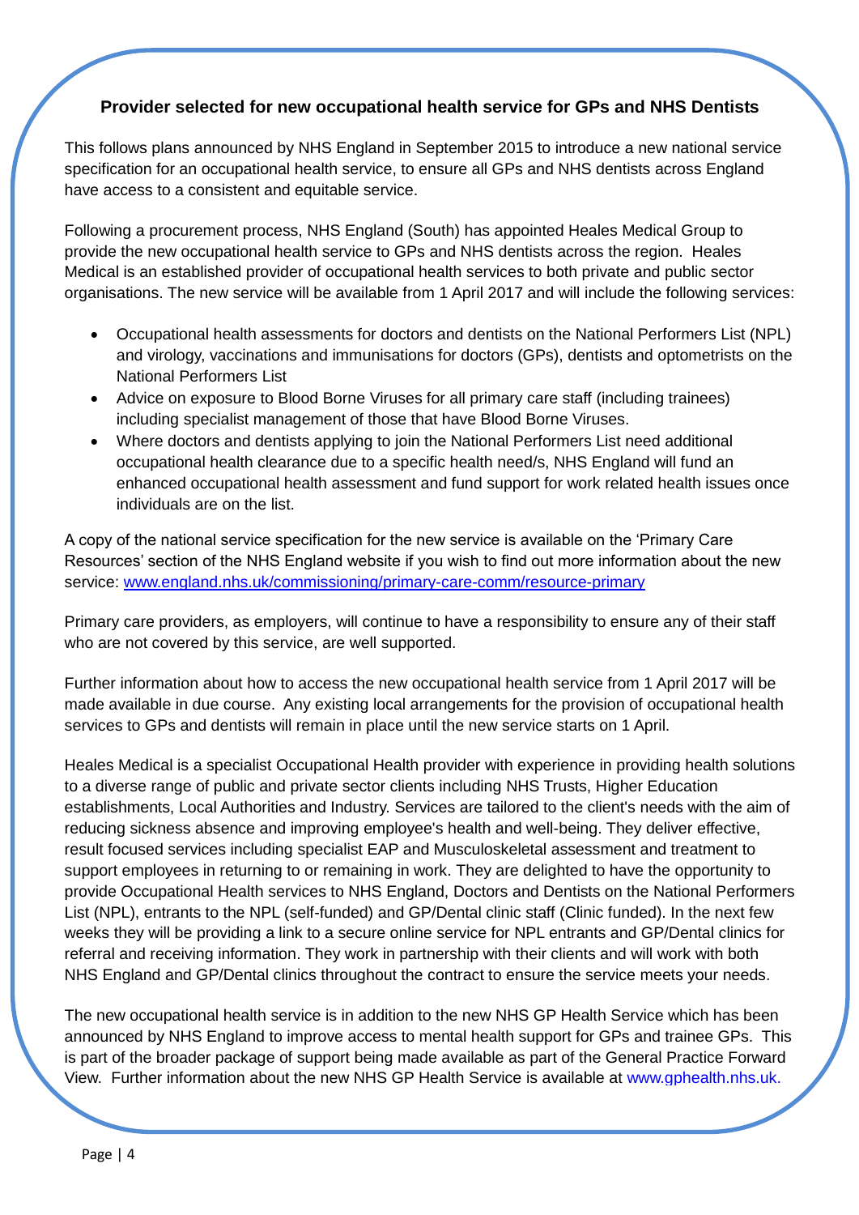## Provider selected for new occupational health service for GPs and NHS Dentists

This follows plans announced by NHS England in September 2015 to introduce a new national service specification for an occupational health service, to ensure all GPs and NHS dentists across England have access to a consistent and equitable service.

Following a procurement process, NHS England (South) has appointed Heales Medical Group to provide the new occupational health service to GPs and NHS dentists across the region. Heales Medical is an established provider of occupational health services to both private and public sector organisations. The new service will be available from 1 April 2017 and will include the following services:

- Occupational health assessments for doctors and dentists on the National Performers List (NPL) and virology, vaccinations and immunisations for doctors (GPs), dentists and optometrists on the National Performers List
- Advice on exposure to Blood Borne Viruses for all primary care staff (including trainees) including specialist management of those that have Blood Borne Viruses.
- Where doctors and dentists applying to join the National Performers List need additional occupational health clearance due to a specific health need/s, NHS England will fund an enhanced occupational health assessment and fund support for work related health issues once individuals are on the list.

A copy of the national service specification for the new service is available on the 'Primary Care Resources' section of the NHS England website if you wish to find out more information about the new service: [www.england.nhs.uk/commissioning/primary-care-comm/resource-primary](www.england.nhs.uk/commissioning/primary-care-comm/resource-primary)

Primary care providers, as employers, will continue to have a responsibility to ensure any of their staff who are not covered by this service, are well supported.

Further information about how to access the new occupational health service from 1 April 2017 will be made available in due course. Any existing local arrangements for the provision of occupational health services to GPs and dentists will remain in place until the new service starts on 1 April.

Heales Medical is a specialist Occupational Health provider with experience in providing health solutions to a diverse range of public and private sector clients including NHS Trusts, Higher Education establishments, Local Authorities and Industry. Services are tailored to the client's needs with the aim of reducing sickness absence and improving employee's health and well-being. They deliver effective, result focused services including specialist EAP and Musculoskeletal assessment and treatment to support employees in returning to or remaining in work. They are delighted to have the opportunity to provide Occupational Health services to NHS England, Doctors and Dentists on the National Performers List (NPL), entrants to the NPL (self-funded) and GP/Dental clinic staff (Clinic funded). In the next few weeks they will be providing a link to a secure online service for NPL entrants and GP/Dental clinics for referral and receiving information. They work in partnership with their clients and will work with both NHS England and GP/Dental clinics throughout the contract to ensure the service meets your needs.

The new occupational health service is in addition to the new NHS GP Health Service which has been announced by NHS England to improve access to mental health support for GPs and trainee GPs. This is part of the broader package of support being made available as part of the General Practice Forward View. Further information about the new NHS GP Health Service is available at www.gphealth.nhs.uk.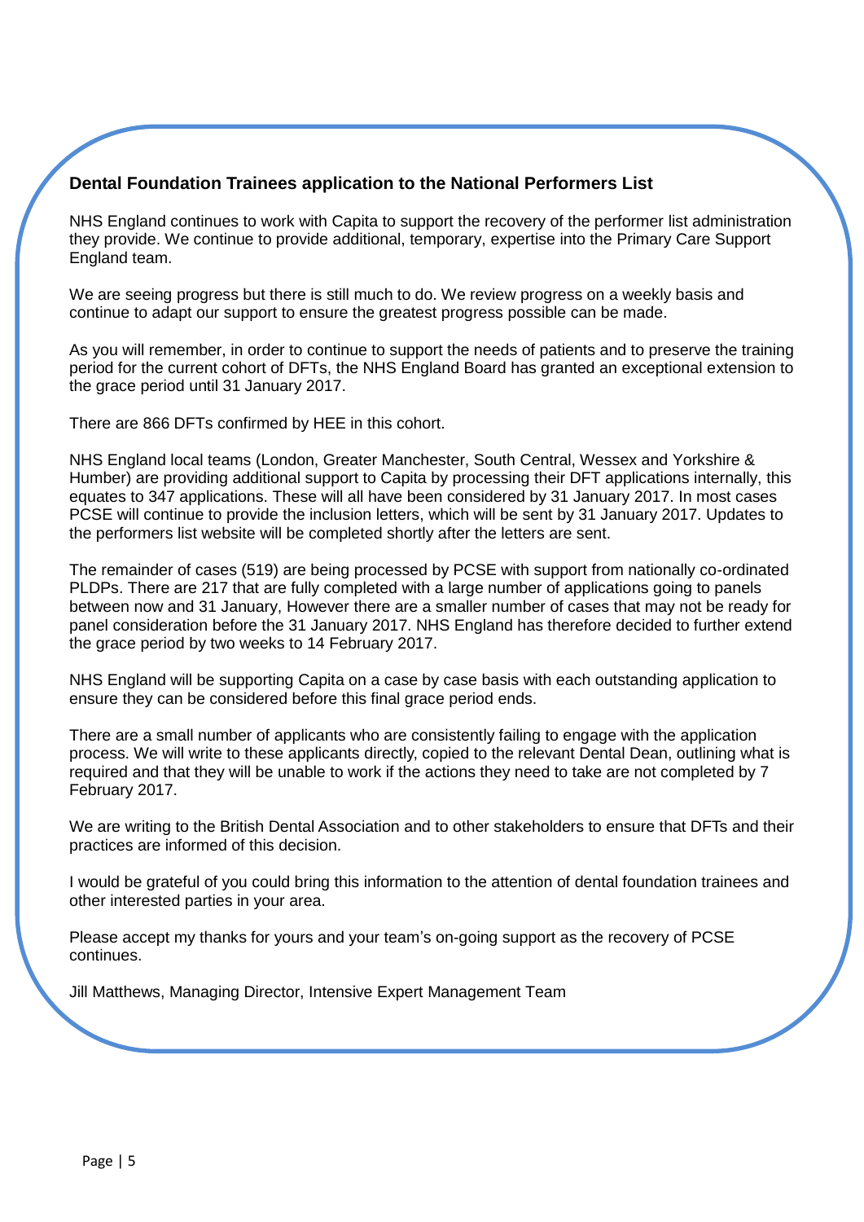## Dental Foundation Trainees application to the National Performers List

NHS England continues to work with Capita to support the recovery of the performer list administration they provide. We continue to provide additional, temporary, expertise into the Primary Care Support England team.

We are seeing progress but there is still much to do. We review progress on a weekly basis and continue to adapt our support to ensure the greatest progress possible can be made.

As you will remember, in order to continue to support the needs of patients and to preserve the training period for the current cohort of DFTs, the NHS England Board has granted an exceptional extension to the grace period until 31 January 2017.

There are 866 DFTs confirmed by HEE in this cohort.

NHS England local teams (London, Greater Manchester, South Central, Wessex and Yorkshire & Humber) are providing additional support to Capita by processing their DFT applications internally, this equates to 347 applications. These will all have been considered by 31 January 2017. In most cases PCSE will continue to provide the inclusion letters, which will be sent by 31 January 2017. Updates to the performers list website will be completed shortly after the letters are sent.

The remainder of cases (519) are being processed by PCSE with support from nationally co-ordinated PLDPs. There are 217 that are fully completed with a large number of applications going to panels between now and 31 January, However there are a smaller number of cases that may not be ready for panel consideration before the 31 January 2017. NHS England has therefore decided to further extend the grace period by two weeks to 14 February 2017.

NHS England will be supporting Capita on a case by case basis with each outstanding application to ensure they can be considered before this final grace period ends.

There are a small number of applicants who are consistently failing to engage with the application process. We will write to these applicants directly, copied to the relevant Dental Dean, outlining what is required and that they will be unable to work if the actions they need to take are not completed by 7 February 2017.

We are writing to the British Dental Association and to other stakeholders to ensure that DFTs and their practices are informed of this decision.

I would be grateful of you could bring this information to the attention of dental foundation trainees and other interested parties in your area.

Please accept my thanks for yours and your team's on-going support as the recovery of PCSE continues.

Jill Matthews, Managing Director, Intensive Expert Management Team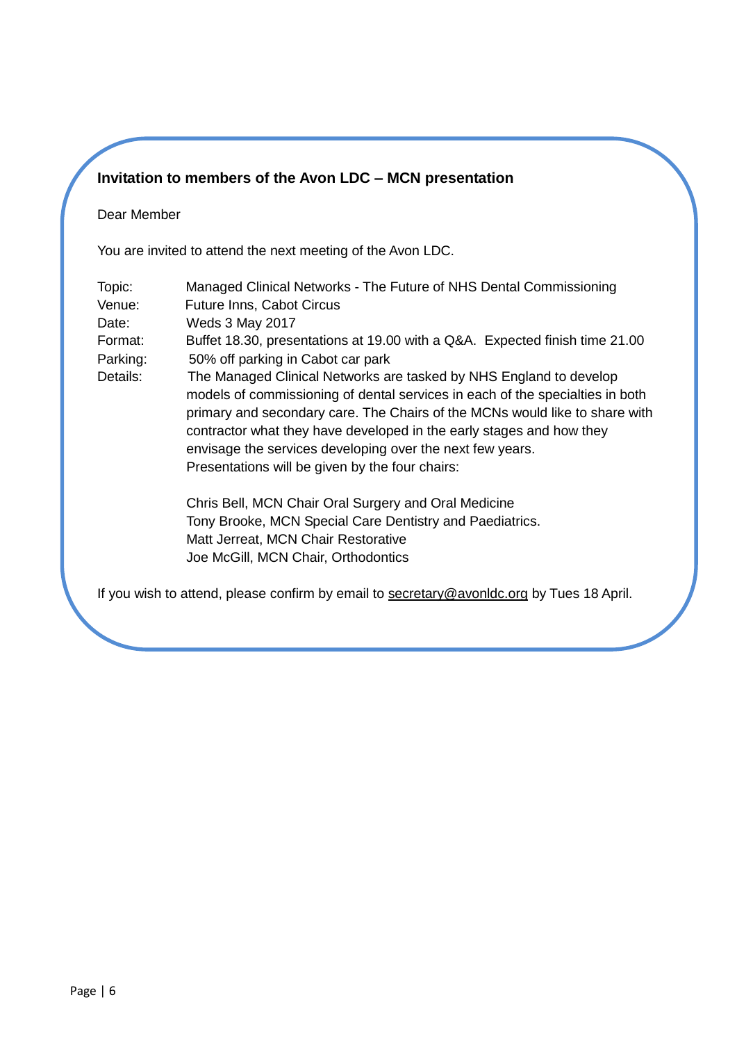**Invitation to members of the Avon LDC – MCN presentation**

Dear Member

You are invited to attend the next meeting of the Avon LDC.

Topic: Managed Clinical Networks - The Future of NHS Dental Commissioning
Venue: Future Inns, Cabot Circus
Date: Weds 3 May 2017
Format: Buffet 18.30, presentations at 19.00 with a Q&A. Expected finish time 21.00
Parking: 50% off parking in Cabot car park
Details: The Managed Clinical Networks are tasked by NHS England to develop models of commissioning of dental services in each of the specialties in both primary and secondary care. The Chairs of the MCNs would like to share with contractor what they have developed in the early stages and how they envisage the services developing over the next few years.
Presentations will be given by the four chairs:

Chris Bell, MCN Chair Oral Surgery and Oral Medicine
Tony Brooke, MCN Special Care Dentistry and Paediatrics.
Matt Jerreat, MCN Chair Restorative
Joe McGill, MCN Chair, Orthodontics

If you wish to attend, please confirm by email to secretary@avonldc.org by Tues 18 April.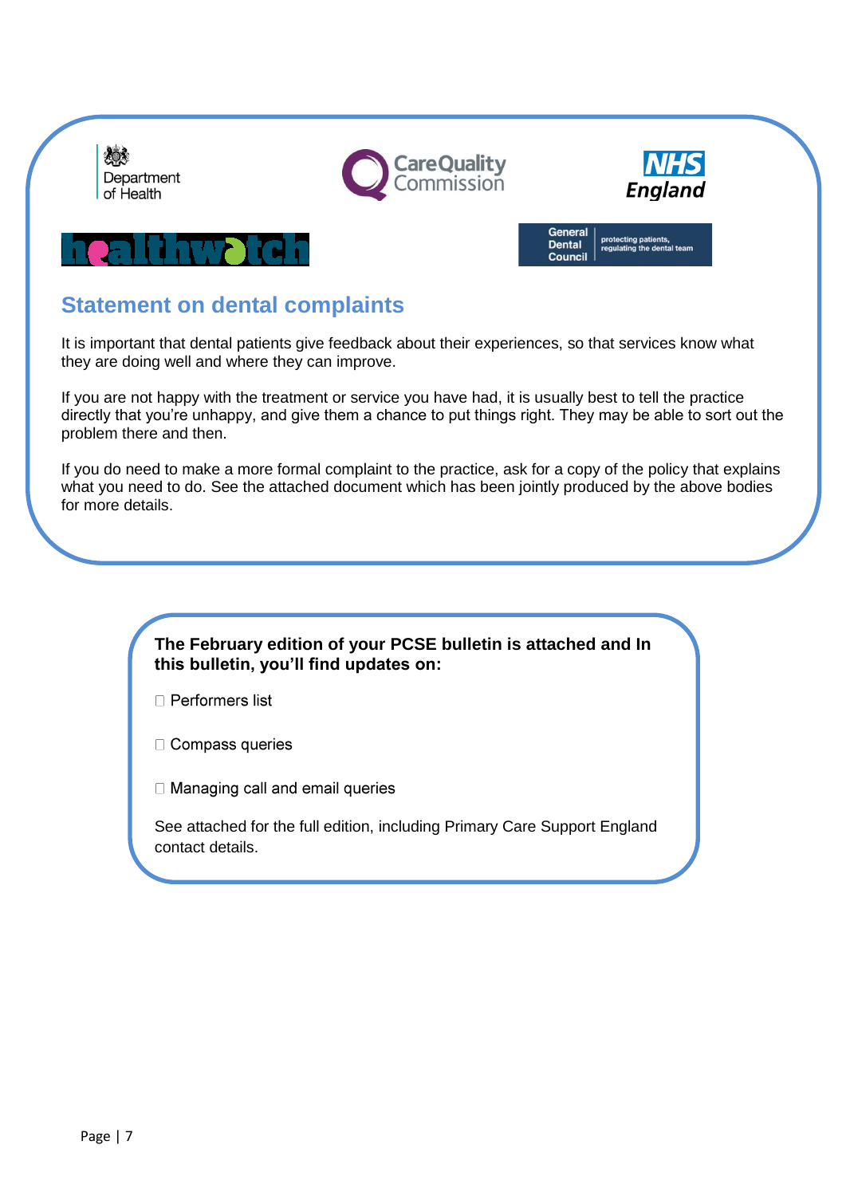Department of Health

CareQuality Commission

NHS England

healthwatch

General Dental Council — protecting patients, regulating the dental team

## Statement on dental complaints

It is important that dental patients give feedback about their experiences, so that services know what they are doing well and where they can improve.

If you are not happy with the treatment or service you have had, it is usually best to tell the practice directly that you're unhappy, and give them a chance to put things right. They may be able to sort out the problem there and then.

If you do need to make a more formal complaint to the practice, ask for a copy of the policy that explains what you need to do. See the attached document which has been jointly produced by the above bodies for more details.

**The February edition of your PCSE bulletin is attached and In this bulletin, you'll find updates on:**

- Performers list
- Compass queries
- Managing call and email queries

See attached for the full edition, including Primary Care Support England contact details.